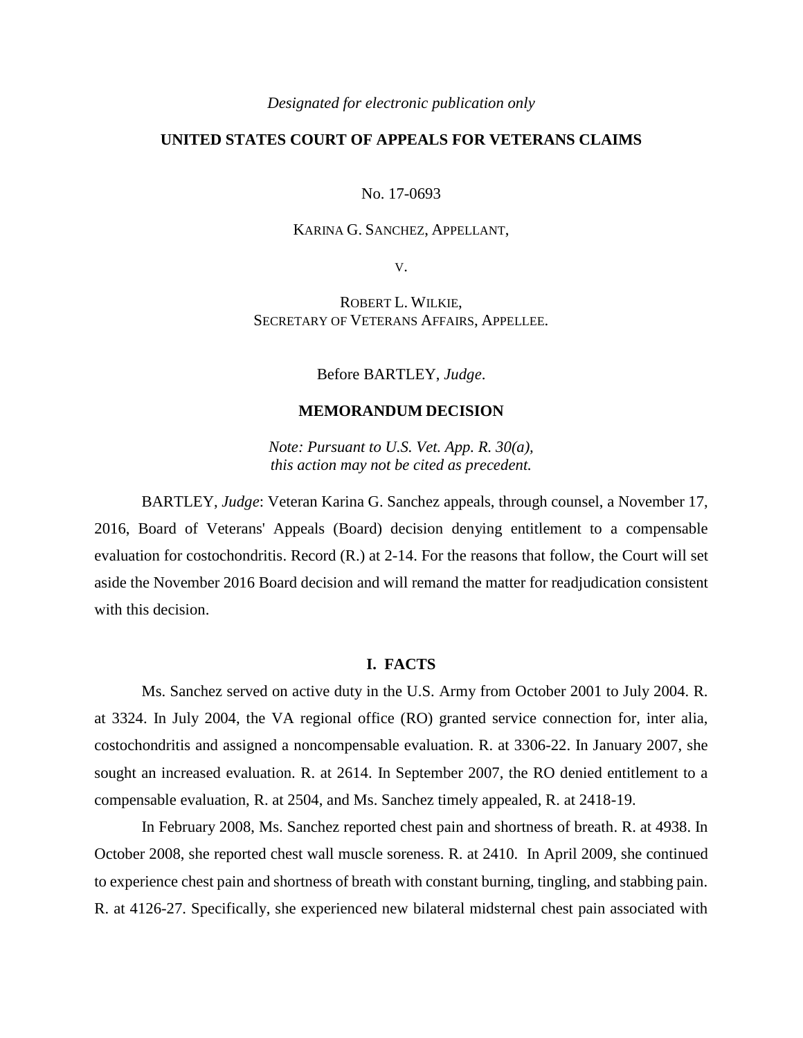*Designated for electronic publication only*

**UNITED STATES COURT OF APPEALS FOR VETERANS CLAIMS**

No. 17-0693

KARINA G. SANCHEZ, APPELLANT,

V.

ROBERT L. WILKIE,
SECRETARY OF VETERANS AFFAIRS, APPELLEE.

Before BARTLEY, *Judge*.

**MEMORANDUM DECISION**

*Note: Pursuant to U.S. Vet. App. R. 30(a), this action may not be cited as precedent.*

BARTLEY, *Judge*: Veteran Karina G. Sanchez appeals, through counsel, a November 17, 2016, Board of Veterans' Appeals (Board) decision denying entitlement to a compensable evaluation for costochondritis. Record (R.) at 2-14. For the reasons that follow, the Court will set aside the November 2016 Board decision and will remand the matter for readjudication consistent with this decision.

## I. FACTS

Ms. Sanchez served on active duty in the U.S. Army from October 2001 to July 2004. R. at 3324. In July 2004, the VA regional office (RO) granted service connection for, inter alia, costochondritis and assigned a noncompensable evaluation. R. at 3306-22. In January 2007, she sought an increased evaluation. R. at 2614. In September 2007, the RO denied entitlement to a compensable evaluation, R. at 2504, and Ms. Sanchez timely appealed, R. at 2418-19.

In February 2008, Ms. Sanchez reported chest pain and shortness of breath. R. at 4938. In October 2008, she reported chest wall muscle soreness. R. at 2410. In April 2009, she continued to experience chest pain and shortness of breath with constant burning, tingling, and stabbing pain. R. at 4126-27. Specifically, she experienced new bilateral midsternal chest pain associated with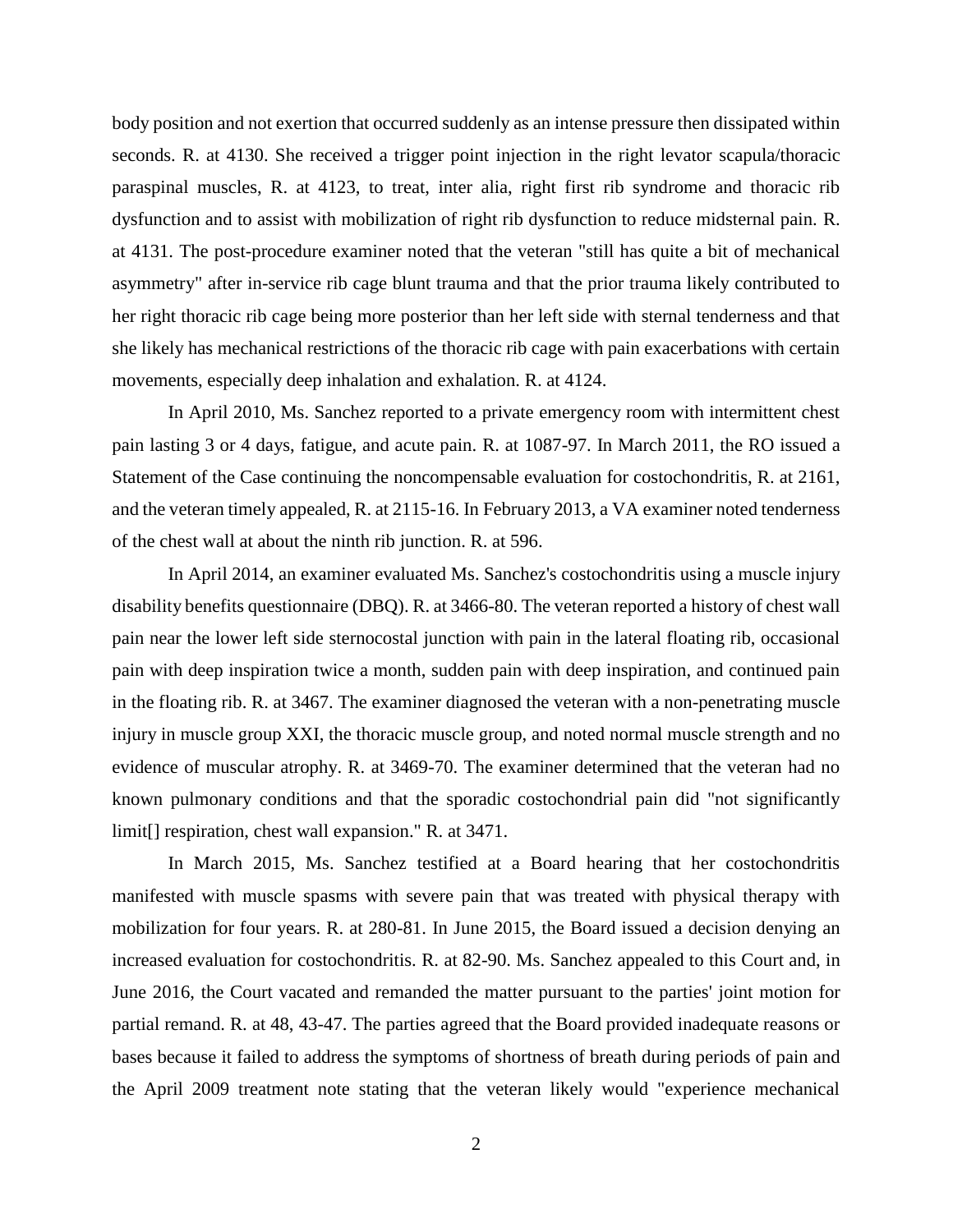body position and not exertion that occurred suddenly as an intense pressure then dissipated within seconds. R. at 4130. She received a trigger point injection in the right levator scapula/thoracic paraspinal muscles, R. at 4123, to treat, inter alia, right first rib syndrome and thoracic rib dysfunction and to assist with mobilization of right rib dysfunction to reduce midsternal pain. R. at 4131. The post-procedure examiner noted that the veteran "still has quite a bit of mechanical asymmetry" after in-service rib cage blunt trauma and that the prior trauma likely contributed to her right thoracic rib cage being more posterior than her left side with sternal tenderness and that she likely has mechanical restrictions of the thoracic rib cage with pain exacerbations with certain movements, especially deep inhalation and exhalation. R. at 4124.

In April 2010, Ms. Sanchez reported to a private emergency room with intermittent chest pain lasting 3 or 4 days, fatigue, and acute pain. R. at 1087-97. In March 2011, the RO issued a Statement of the Case continuing the noncompensable evaluation for costochondritis, R. at 2161, and the veteran timely appealed, R. at 2115-16. In February 2013, a VA examiner noted tenderness of the chest wall at about the ninth rib junction. R. at 596.

In April 2014, an examiner evaluated Ms. Sanchez's costochondritis using a muscle injury disability benefits questionnaire (DBQ). R. at 3466-80. The veteran reported a history of chest wall pain near the lower left side sternocostal junction with pain in the lateral floating rib, occasional pain with deep inspiration twice a month, sudden pain with deep inspiration, and continued pain in the floating rib. R. at 3467. The examiner diagnosed the veteran with a non-penetrating muscle injury in muscle group XXI, the thoracic muscle group, and noted normal muscle strength and no evidence of muscular atrophy. R. at 3469-70. The examiner determined that the veteran had no known pulmonary conditions and that the sporadic costochondrial pain did "not significantly limit[] respiration, chest wall expansion." R. at 3471.

In March 2015, Ms. Sanchez testified at a Board hearing that her costochondritis manifested with muscle spasms with severe pain that was treated with physical therapy with mobilization for four years. R. at 280-81. In June 2015, the Board issued a decision denying an increased evaluation for costochondritis. R. at 82-90. Ms. Sanchez appealed to this Court and, in June 2016, the Court vacated and remanded the matter pursuant to the parties' joint motion for partial remand. R. at 48, 43-47. The parties agreed that the Board provided inadequate reasons or bases because it failed to address the symptoms of shortness of breath during periods of pain and the April 2009 treatment note stating that the veteran likely would "experience mechanical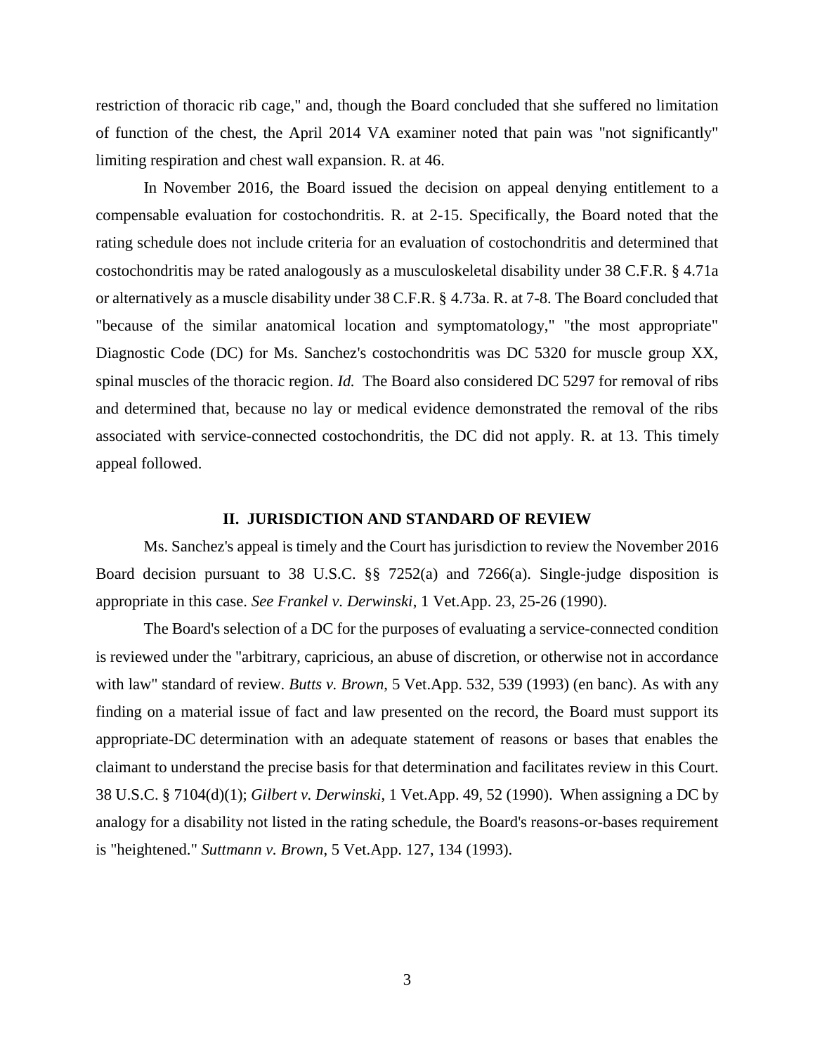restriction of thoracic rib cage," and, though the Board concluded that she suffered no limitation of function of the chest, the April 2014 VA examiner noted that pain was "not significantly" limiting respiration and chest wall expansion. R. at 46.

In November 2016, the Board issued the decision on appeal denying entitlement to a compensable evaluation for costochondritis. R. at 2-15. Specifically, the Board noted that the rating schedule does not include criteria for an evaluation of costochondritis and determined that costochondritis may be rated analogously as a musculoskeletal disability under 38 C.F.R. § 4.71a or alternatively as a muscle disability under 38 C.F.R. § 4.73a. R. at 7-8. The Board concluded that "because of the similar anatomical location and symptomatology," "the most appropriate" Diagnostic Code (DC) for Ms. Sanchez's costochondritis was DC 5320 for muscle group XX, spinal muscles of the thoracic region. *Id.* The Board also considered DC 5297 for removal of ribs and determined that, because no lay or medical evidence demonstrated the removal of the ribs associated with service-connected costochondritis, the DC did not apply. R. at 13. This timely appeal followed.

## II. JURISDICTION AND STANDARD OF REVIEW

Ms. Sanchez's appeal is timely and the Court has jurisdiction to review the November 2016 Board decision pursuant to 38 U.S.C. §§ 7252(a) and 7266(a). Single-judge disposition is appropriate in this case. *See Frankel v. Derwinski*, 1 Vet.App. 23, 25-26 (1990).

The Board's selection of a DC for the purposes of evaluating a service-connected condition is reviewed under the "arbitrary, capricious, an abuse of discretion, or otherwise not in accordance with law" standard of review. *Butts v. Brown*, 5 Vet.App. 532, 539 (1993) (en banc). As with any finding on a material issue of fact and law presented on the record, the Board must support its appropriate-DC determination with an adequate statement of reasons or bases that enables the claimant to understand the precise basis for that determination and facilitates review in this Court. 38 U.S.C. § 7104(d)(1); *Gilbert v. Derwinski*, 1 Vet.App. 49, 52 (1990). When assigning a DC by analogy for a disability not listed in the rating schedule, the Board's reasons-or-bases requirement is "heightened." *Suttmann v. Brown*, 5 Vet.App. 127, 134 (1993).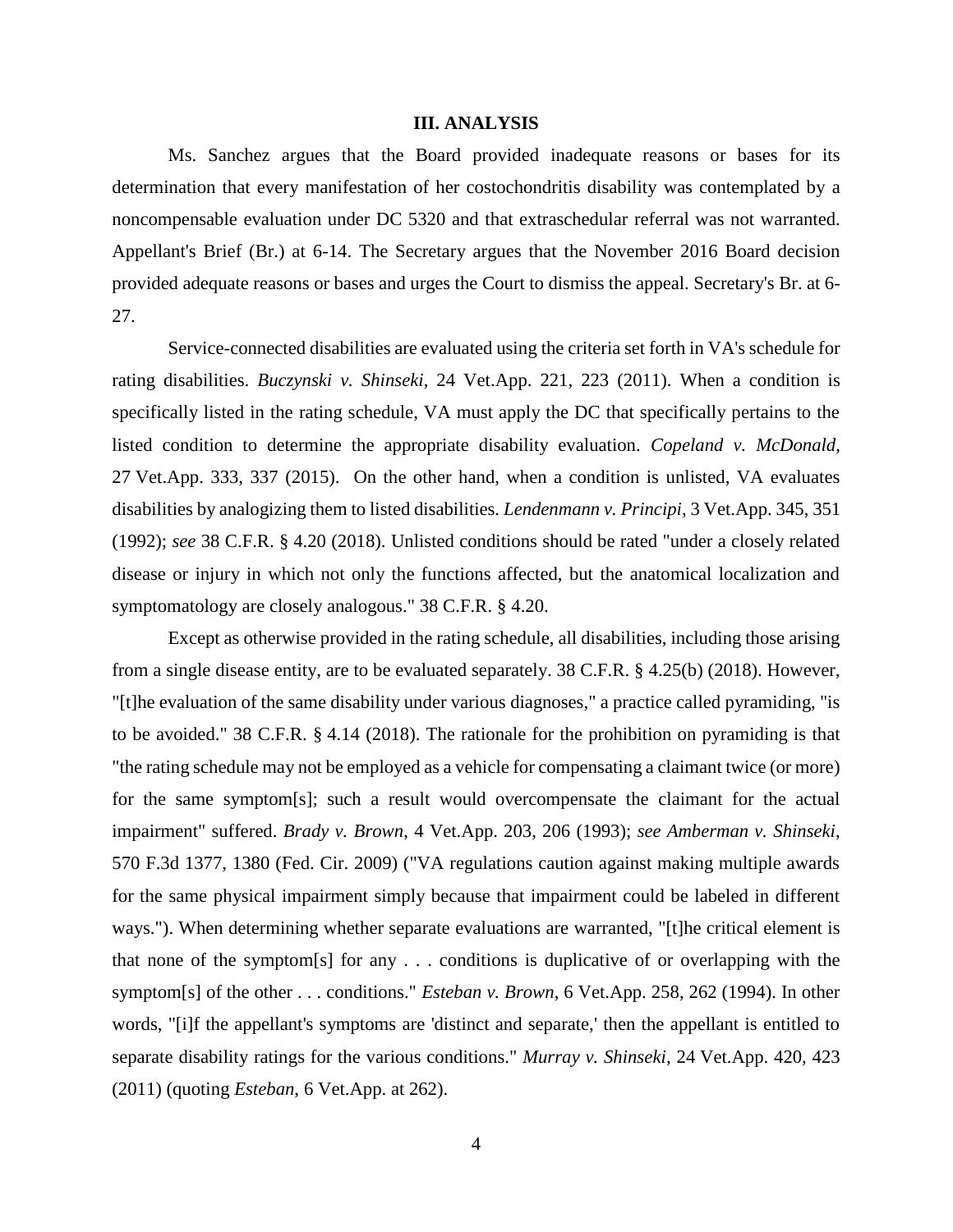## III. ANALYSIS

Ms. Sanchez argues that the Board provided inadequate reasons or bases for its determination that every manifestation of her costochondritis disability was contemplated by a noncompensable evaluation under DC 5320 and that extraschedular referral was not warranted. Appellant's Brief (Br.) at 6-14. The Secretary argues that the November 2016 Board decision provided adequate reasons or bases and urges the Court to dismiss the appeal. Secretary's Br. at 6-27.

Service-connected disabilities are evaluated using the criteria set forth in VA's schedule for rating disabilities. *Buczynski v. Shinseki*, 24 Vet.App. 221, 223 (2011). When a condition is specifically listed in the rating schedule, VA must apply the DC that specifically pertains to the listed condition to determine the appropriate disability evaluation. *Copeland v. McDonald*, 27 Vet.App. 333, 337 (2015). On the other hand, when a condition is unlisted, VA evaluates disabilities by analogizing them to listed disabilities. *Lendenmann v. Principi*, 3 Vet.App. 345, 351 (1992); *see* 38 C.F.R. § 4.20 (2018). Unlisted conditions should be rated "under a closely related disease or injury in which not only the functions affected, but the anatomical localization and symptomatology are closely analogous." 38 C.F.R. § 4.20.

Except as otherwise provided in the rating schedule, all disabilities, including those arising from a single disease entity, are to be evaluated separately. 38 C.F.R. § 4.25(b) (2018). However, "[t]he evaluation of the same disability under various diagnoses," a practice called pyramiding, "is to be avoided." 38 C.F.R. § 4.14 (2018). The rationale for the prohibition on pyramiding is that "the rating schedule may not be employed as a vehicle for compensating a claimant twice (or more) for the same symptom[s]; such a result would overcompensate the claimant for the actual impairment" suffered. *Brady v. Brown*, 4 Vet.App. 203, 206 (1993); *see Amberman v. Shinseki*, 570 F.3d 1377, 1380 (Fed. Cir. 2009) ("VA regulations caution against making multiple awards for the same physical impairment simply because that impairment could be labeled in different ways."). When determining whether separate evaluations are warranted, "[t]he critical element is that none of the symptom[s] for any . . . conditions is duplicative of or overlapping with the symptom[s] of the other . . . conditions." *Esteban v. Brown*, 6 Vet.App. 258, 262 (1994). In other words, "[i]f the appellant's symptoms are 'distinct and separate,' then the appellant is entitled to separate disability ratings for the various conditions." *Murray v. Shinseki*, 24 Vet.App. 420, 423 (2011) (quoting *Esteban*, 6 Vet.App. at 262).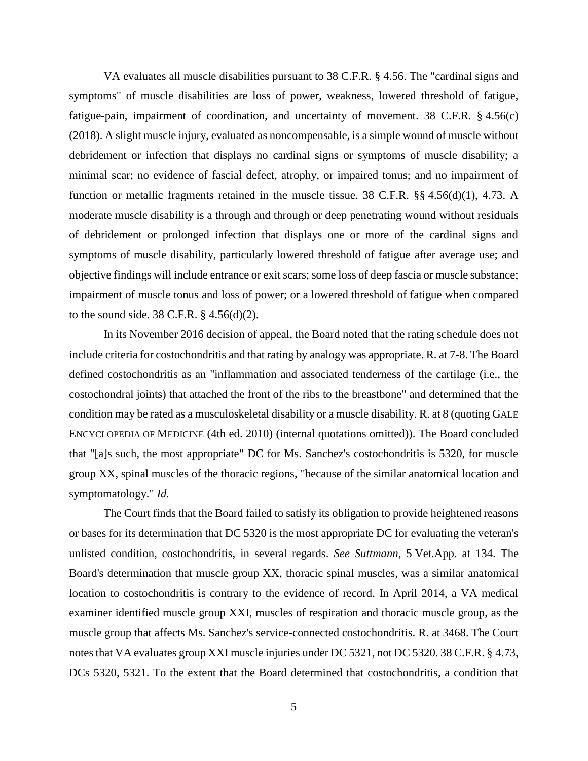VA evaluates all muscle disabilities pursuant to 38 C.F.R. § 4.56. The "cardinal signs and symptoms" of muscle disabilities are loss of power, weakness, lowered threshold of fatigue, fatigue-pain, impairment of coordination, and uncertainty of movement. 38 C.F.R. § 4.56(c) (2018). A slight muscle injury, evaluated as noncompensable, is a simple wound of muscle without debridement or infection that displays no cardinal signs or symptoms of muscle disability; a minimal scar; no evidence of fascial defect, atrophy, or impaired tonus; and no impairment of function or metallic fragments retained in the muscle tissue. 38 C.F.R. §§ 4.56(d)(1), 4.73. A moderate muscle disability is a through and through or deep penetrating wound without residuals of debridement or prolonged infection that displays one or more of the cardinal signs and symptoms of muscle disability, particularly lowered threshold of fatigue after average use; and objective findings will include entrance or exit scars; some loss of deep fascia or muscle substance; impairment of muscle tonus and loss of power; or a lowered threshold of fatigue when compared to the sound side. 38 C.F.R. § 4.56(d)(2).

In its November 2016 decision of appeal, the Board noted that the rating schedule does not include criteria for costochondritis and that rating by analogy was appropriate. R. at 7-8. The Board defined costochondritis as an "inflammation and associated tenderness of the cartilage (i.e., the costochondral joints) that attached the front of the ribs to the breastbone" and determined that the condition may be rated as a musculoskeletal disability or a muscle disability. R. at 8 (quoting GALE ENCYCLOPEDIA OF MEDICINE (4th ed. 2010) (internal quotations omitted)). The Board concluded that "[a]s such, the most appropriate" DC for Ms. Sanchez's costochondritis is 5320, for muscle group XX, spinal muscles of the thoracic regions, "because of the similar anatomical location and symptomatology." *Id.*

The Court finds that the Board failed to satisfy its obligation to provide heightened reasons or bases for its determination that DC 5320 is the most appropriate DC for evaluating the veteran's unlisted condition, costochondritis, in several regards. *See Suttmann*, 5 Vet.App. at 134. The Board's determination that muscle group XX, thoracic spinal muscles, was a similar anatomical location to costochondritis is contrary to the evidence of record. In April 2014, a VA medical examiner identified muscle group XXI, muscles of respiration and thoracic muscle group, as the muscle group that affects Ms. Sanchez's service-connected costochondritis. R. at 3468. The Court notes that VA evaluates group XXI muscle injuries under DC 5321, not DC 5320. 38 C.F.R. § 4.73, DCs 5320, 5321. To the extent that the Board determined that costochondritis, a condition that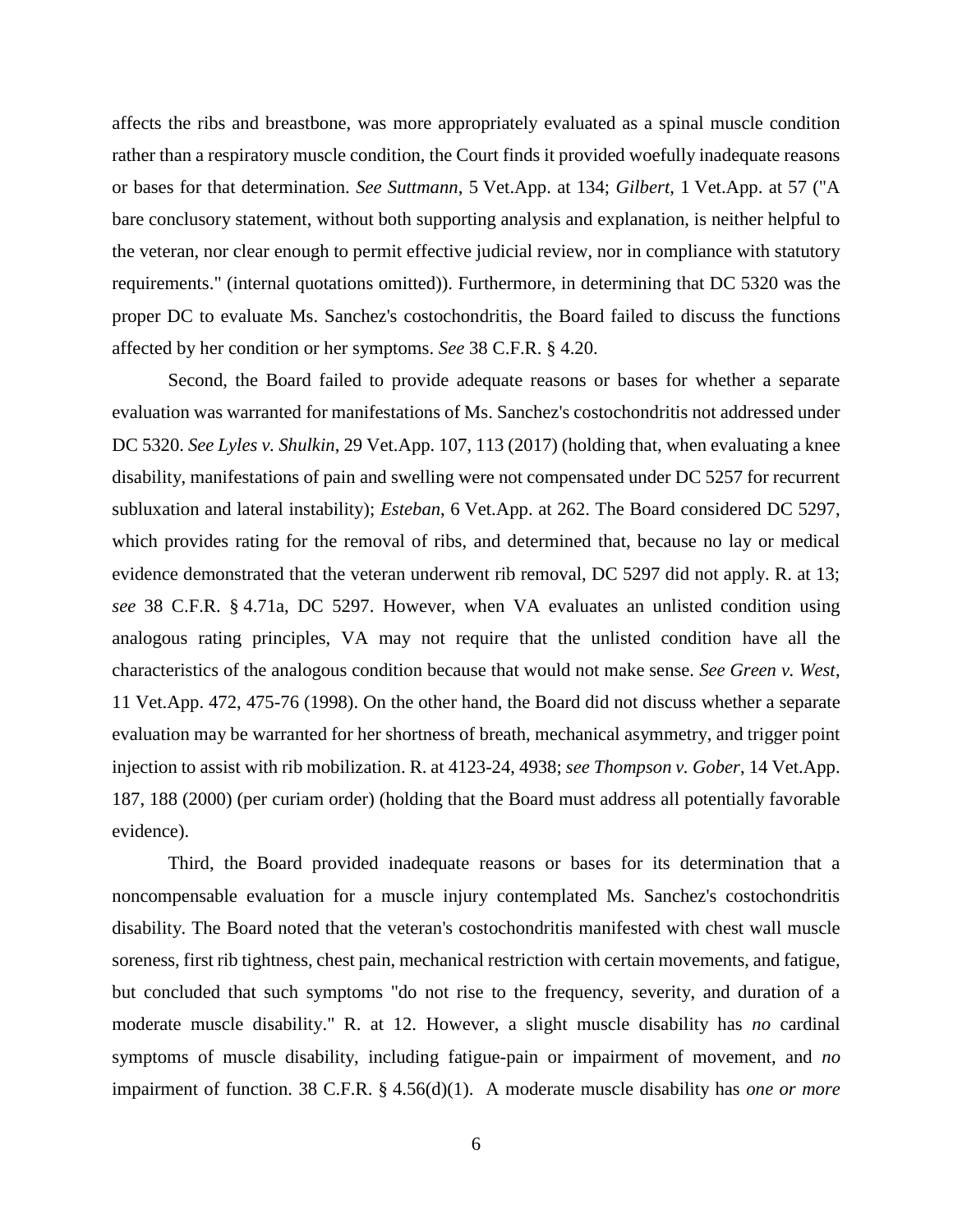affects the ribs and breastbone, was more appropriately evaluated as a spinal muscle condition rather than a respiratory muscle condition, the Court finds it provided woefully inadequate reasons or bases for that determination. *See Suttmann*, 5 Vet.App. at 134; *Gilbert*, 1 Vet.App. at 57 ("A bare conclusory statement, without both supporting analysis and explanation, is neither helpful to the veteran, nor clear enough to permit effective judicial review, nor in compliance with statutory requirements." (internal quotations omitted)). Furthermore, in determining that DC 5320 was the proper DC to evaluate Ms. Sanchez's costochondritis, the Board failed to discuss the functions affected by her condition or her symptoms. *See* 38 C.F.R. § 4.20.

Second, the Board failed to provide adequate reasons or bases for whether a separate evaluation was warranted for manifestations of Ms. Sanchez's costochondritis not addressed under DC 5320. *See Lyles v. Shulkin*, 29 Vet.App. 107, 113 (2017) (holding that, when evaluating a knee disability, manifestations of pain and swelling were not compensated under DC 5257 for recurrent subluxation and lateral instability); *Esteban*, 6 Vet.App. at 262. The Board considered DC 5297, which provides rating for the removal of ribs, and determined that, because no lay or medical evidence demonstrated that the veteran underwent rib removal, DC 5297 did not apply. R. at 13; *see* 38 C.F.R. § 4.71a, DC 5297. However, when VA evaluates an unlisted condition using analogous rating principles, VA may not require that the unlisted condition have all the characteristics of the analogous condition because that would not make sense. *See Green v. West*, 11 Vet.App. 472, 475-76 (1998). On the other hand, the Board did not discuss whether a separate evaluation may be warranted for her shortness of breath, mechanical asymmetry, and trigger point injection to assist with rib mobilization. R. at 4123-24, 4938; *see Thompson v. Gober*, 14 Vet.App. 187, 188 (2000) (per curiam order) (holding that the Board must address all potentially favorable evidence).

Third, the Board provided inadequate reasons or bases for its determination that a noncompensable evaluation for a muscle injury contemplated Ms. Sanchez's costochondritis disability. The Board noted that the veteran's costochondritis manifested with chest wall muscle soreness, first rib tightness, chest pain, mechanical restriction with certain movements, and fatigue, but concluded that such symptoms "do not rise to the frequency, severity, and duration of a moderate muscle disability." R. at 12. However, a slight muscle disability has *no* cardinal symptoms of muscle disability, including fatigue-pain or impairment of movement, and *no* impairment of function. 38 C.F.R. § 4.56(d)(1). A moderate muscle disability has *one or more*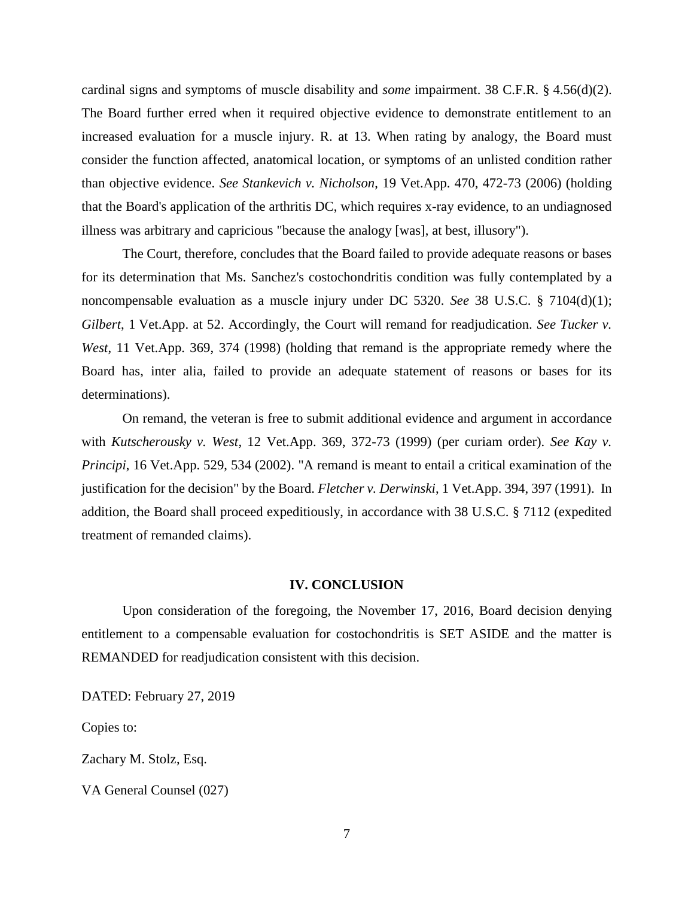cardinal signs and symptoms of muscle disability and *some* impairment. 38 C.F.R. § 4.56(d)(2). The Board further erred when it required objective evidence to demonstrate entitlement to an increased evaluation for a muscle injury. R. at 13. When rating by analogy, the Board must consider the function affected, anatomical location, or symptoms of an unlisted condition rather than objective evidence. *See Stankevich v. Nicholson*, 19 Vet.App. 470, 472-73 (2006) (holding that the Board's application of the arthritis DC, which requires x-ray evidence, to an undiagnosed illness was arbitrary and capricious "because the analogy [was], at best, illusory").

The Court, therefore, concludes that the Board failed to provide adequate reasons or bases for its determination that Ms. Sanchez's costochondritis condition was fully contemplated by a noncompensable evaluation as a muscle injury under DC 5320. *See* 38 U.S.C. § 7104(d)(1); *Gilbert*, 1 Vet.App. at 52. Accordingly, the Court will remand for readjudication. *See Tucker v. West*, 11 Vet.App. 369, 374 (1998) (holding that remand is the appropriate remedy where the Board has, inter alia, failed to provide an adequate statement of reasons or bases for its determinations).

On remand, the veteran is free to submit additional evidence and argument in accordance with *Kutscherousky v. West*, 12 Vet.App. 369, 372-73 (1999) (per curiam order). *See Kay v. Principi*, 16 Vet.App. 529, 534 (2002). "A remand is meant to entail a critical examination of the justification for the decision" by the Board. *Fletcher v. Derwinski*, 1 Vet.App. 394, 397 (1991). In addition, the Board shall proceed expeditiously, in accordance with 38 U.S.C. § 7112 (expedited treatment of remanded claims).

## IV. CONCLUSION

Upon consideration of the foregoing, the November 17, 2016, Board decision denying entitlement to a compensable evaluation for costochondritis is SET ASIDE and the matter is REMANDED for readjudication consistent with this decision.

DATED: February 27, 2019

Copies to:

Zachary M. Stolz, Esq.

VA General Counsel (027)